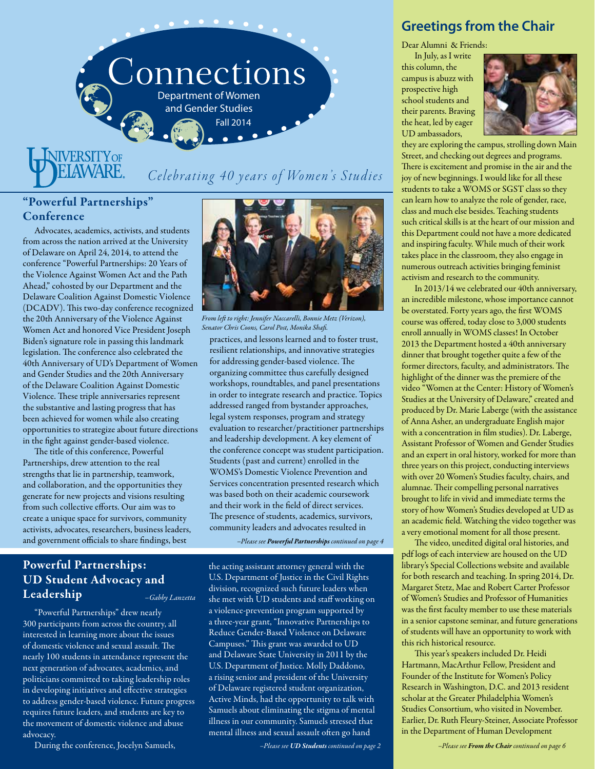# Connections

Department of Women and Gender Studies

Fall 2014

University of Delaware

*Celebrating 40 years of Women's Studies*

## "Powerful Partnerships" Conference

Advocates, academics, activists, and students from across the nation arrived at the University of Delaware on April 24, 2014, to attend the conference "Powerful Partnerships: 20 Years of the Violence Against Women Act and the Path Ahead," cohosted by our Department and the Delaware Coalition Against Domestic Violence (DCADV). This two-day conference recognized the 20th Anniversary of the Violence Against Women Act and honored Vice President Joseph Biden's signature role in passing this landmark legislation. The conference also celebrated the 40th Anniversary of UD's Department of Women and Gender Studies and the 20th Anniversary of the Delaware Coalition Against Domestic Violence. These triple anniversaries represent the substantive and lasting progress that has been achieved for women while also creating opportunities to strategize about future directions in the fight against gender-based violence.

The title of this conference, Powerful Partnerships, drew attention to the real strengths that lie in partnership, teamwork, and collaboration, and the opportunities they generate for new projects and visions resulting from such collective efforts. Our aim was to create a unique space for survivors, community activists, advocates, researchers, business leaders, and government officials to share findings, best practices, and lessons learned and to foster trust, resilient relationships, and innovative strategies for addressing gender-based violence. The organizing committee thus carefully designed workshops, roundtables, and panel presentations in order to integrate research and practice. Topics addressed ranged from bystander approaches, legal system responses, program and strategy evaluation to researcher/practitioner partnerships and leadership development. A key element of the conference concept was student participation. Students (past and current) enrolled in the WOMS's Domestic Violence Prevention and Services concentration presented research which was based both on their academic coursework and their work in the field of direct services. The presence of students, academics, survivors, community leaders and advocates resulted in

*From left to right: Jennifer Naccarelli, Bonnie Metz (Verizon), Senator Chris Coons, Carol Post, Monika Shafi.*

*–Please see **Powerful Partnerships** continued on page 4*

## Powerful Partnerships: UD Student Advocacy and Leadership

*–Gabby Lanzetta*

"Powerful Partnerships" drew nearly 300 participants from across the country, all interested in learning more about the issues of domestic violence and sexual assault. The nearly 100 students in attendance represent the next generation of advocates, academics, and politicians committed to taking leadership roles in developing initiatives and effective strategies to address gender-based violence. Future progress requires future leaders, and students are key to the movement of domestic violence and abuse advocacy.

During the conference, Jocelyn Samuels, the acting assistant attorney general with the U.S. Department of Justice in the Civil Rights division, recognized such future leaders when she met with UD students and staff working on a violence-prevention program supported by a three-year grant, "Innovative Partnerships to Reduce Gender-Based Violence on Delaware Campuses." This grant was awarded to UD and Delaware State University in 2011 by the U.S. Department of Justice. Molly Daddono, a rising senior and president of the University of Delaware registered student organization, Active Minds, had the opportunity to talk with Samuels about eliminating the stigma of mental illness in our community. Samuels stressed that mental illness and sexual assault often go hand

*–Please see **UD Students** continued on page 2*

## Greetings from the Chair

Dear Alumni & Friends:

In July, as I write this column, the campus is abuzz with prospective high school students and their parents. Braving the heat, led by eager UD ambassadors, they are exploring the campus, strolling down Main Street, and checking out degrees and programs. There is excitement and promise in the air and the joy of new beginnings. I would like for all these students to take a WOMS or SGST class so they can learn how to analyze the role of gender, race, class and much else besides. Teaching students such critical skills is at the heart of our mission and this Department could not have a more dedicated and inspiring faculty. While much of their work takes place in the classroom, they also engage in numerous outreach activities bringing feminist activism and research to the community.

In 2013/14 we celebrated our 40th anniversary, an incredible milestone, whose importance cannot be overstated. Forty years ago, the first WOMS course was offered, today close to 3,000 students enroll annually in WOMS classes! In October 2013 the Department hosted a 40th anniversary dinner that brought together quite a few of the former directors, faculty, and administrators. The highlight of the dinner was the premiere of the video "Women at the Center: History of Women's Studies at the University of Delaware," created and produced by Dr. Marie Laberge (with the assistance of Anna Asher, an undergraduate English major with a concentration in film studies). Dr. Laberge, Assistant Professor of Women and Gender Studies and an expert in oral history, worked for more than three years on this project, conducting interviews with over 20 Women's Studies faculty, chairs, and alumnae. Their compelling personal narratives brought to life in vivid and immediate terms the story of how Women's Studies developed at UD as an academic field. Watching the video together was a very emotional moment for all those present.

The video, unedited digital oral histories, and pdf logs of each interview are housed on the UD library's Special Collections website and available for both research and teaching. In spring 2014, Dr. Margaret Stetz, Mae and Robert Carter Professor of Women's Studies and Professor of Humanities was the first faculty member to use these materials in a senior capstone seminar, and future generations of students will have an opportunity to work with this rich historical resource.

This year's speakers included Dr. Heidi Hartmann, MacArthur Fellow, President and Founder of the Institute for Women's Policy Research in Washington, D.C. and 2013 resident scholar at the Greater Philadelphia Women's Studies Consortium, who visited in November. Earlier, Dr. Ruth Fleury-Steiner, Associate Professor in the Department of Human Development

*–Please see **From the Chair** continued on page 6*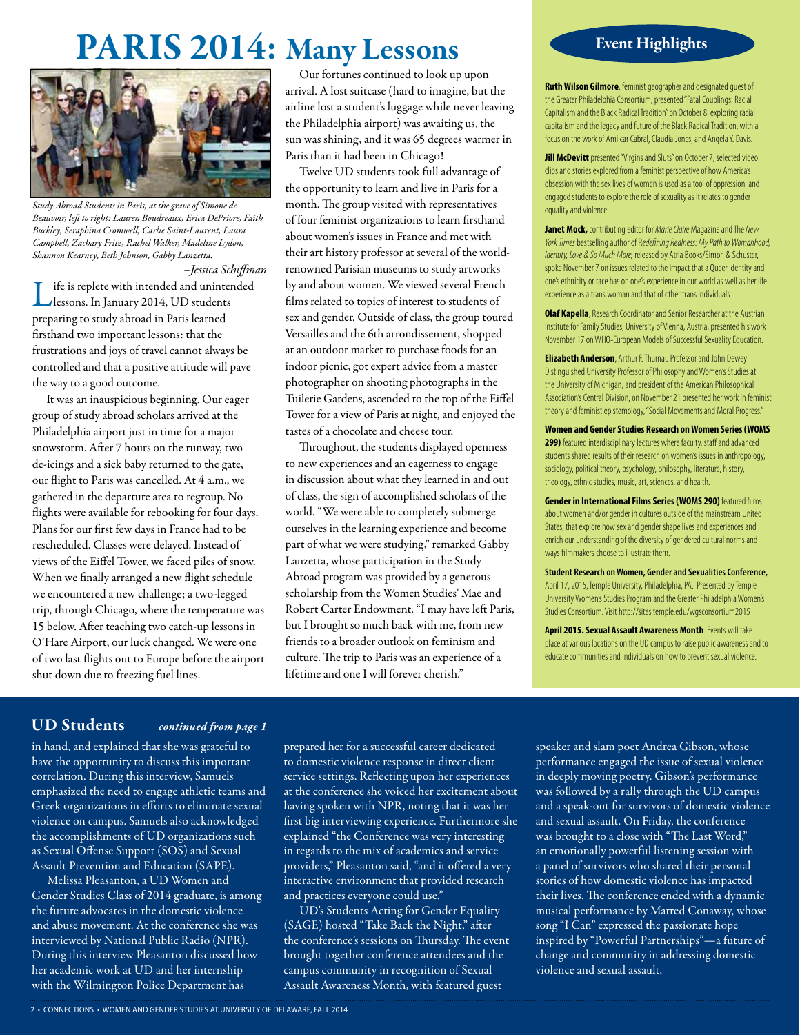# PARIS 2014: Many Lessons

*Study Abroad Students in Paris, at the grave of Simone de Beauvoir, left to right: Lauren Boudreaux, Erica DePriore, Faith Buckley, Seraphina Cromwell, Carlie Saint-Laurent, Laura Campbell, Zachary Fritz, Rachel Walker, Madeline Lydon, Shannon Kearney, Beth Johnson, Gabby Lanzetta.*

*–Jessica Schiffman*

Life is replete with intended and unintended lessons. In January 2014, UD students preparing to study abroad in Paris learned firsthand two important lessons: that the frustrations and joys of travel cannot always be controlled and that a positive attitude will pave the way to a good outcome.

It was an inauspicious beginning. Our eager group of study abroad scholars arrived at the Philadelphia airport just in time for a major snowstorm. After 7 hours on the runway, two de-icings and a sick baby returned to the gate, our flight to Paris was cancelled. At 4 a.m., we gathered in the departure area to regroup. No flights were available for rebooking for four days. Plans for our first few days in France had to be rescheduled. Classes were delayed. Instead of views of the Eiffel Tower, we faced piles of snow. When we finally arranged a new flight schedule we encountered a new challenge; a two-legged trip, through Chicago, where the temperature was 15 below. After teaching two catch-up lessons in O'Hare Airport, our luck changed. We were one of two last flights out to Europe before the airport shut down due to freezing fuel lines.

Our fortunes continued to look up upon arrival. A lost suitcase (hard to imagine, but the airline lost a student's luggage while never leaving the Philadelphia airport) was awaiting us, the sun was shining, and it was 65 degrees warmer in Paris than it had been in Chicago!

Twelve UD students took full advantage of the opportunity to learn and live in Paris for a month. The group visited with representatives of four feminist organizations to learn firsthand about women's issues in France and met with their art history professor at several of the world-renowned Parisian museums to study artworks by and about women. We viewed several French films related to topics of interest to students of sex and gender. Outside of class, the group toured Versailles and the 6th arrondissement, shopped at an outdoor market to purchase foods for an indoor picnic, got expert advice from a master photographer on shooting photographs in the Tuilerie Gardens, ascended to the top of the Eiffel Tower for a view of Paris at night, and enjoyed the tastes of a chocolate and cheese tour.

Throughout, the students displayed openness to new experiences and an eagerness to engage in discussion about what they learned in and out of class, the sign of accomplished scholars of the world. "We were able to completely submerge ourselves in the learning experience and become part of what we were studying," remarked Gabby Lanzetta, whose participation in the Study Abroad program was provided by a generous scholarship from the Women Studies' Mae and Robert Carter Endowment. "I may have left Paris, but I brought so much back with me, from new friends to a broader outlook on feminism and culture. The trip to Paris was an experience of a lifetime and one I will forever cherish."

## Event Highlights

**Ruth Wilson Gilmore**, feminist geographer and designated guest of the Greater Philadelphia Consortium, presented "Fatal Couplings: Racial Capitalism and the Black Radical Tradition" on October 8, exploring racial capitalism and the legacy and future of the Black Radical Tradition, with a focus on the work of Amilcar Cabral, Claudia Jones, and Angela Y. Davis.

**Jill McDevitt** presented "Virgins and Sluts" on October 7, selected video clips and stories explored from a feminist perspective of how America's obsession with the sex lives of women is used as a tool of oppression, and engaged students to explore the role of sexuality as it relates to gender equality and violence.

**Janet Mock,** contributing editor for *Marie Claire* Magazine and The *New York Times* bestselling author of *Redefining Realness: My Path to Womanhood, Identity, Love & So Much More,* released by Atria Books/Simon & Schuster, spoke November 7 on issues related to the impact that a Queer identity and one's ethnicity or race has on one's experience in our world as well as her life experience as a trans woman and that of other trans individuals.

**Olaf Kapella**, Research Coordinator and Senior Researcher at the Austrian Institute for Family Studies, University of Vienna, Austria, presented his work November 17 on WHO-European Models of Successful Sexuality Education.

**Elizabeth Anderson**, Arthur F. Thurnau Professor and John Dewey Distinguished University Professor of Philosophy and Women's Studies at the University of Michigan, and president of the American Philosophical Association's Central Division, on November 21 presented her work in feminist theory and feminist epistemology, "Social Movements and Moral Progress."

**Women and Gender Studies Research on Women Series (WOMS 299)** featured interdisciplinary lectures where faculty, staff and advanced students shared results of their research on women's issues in anthropology, sociology, political theory, psychology, philosophy, literature, history, theology, ethnic studies, music, art, sciences, and health.

**Gender in International Films Series (WOMS 290)** featured films about women and/or gender in cultures outside of the mainstream United States, that explore how sex and gender shape lives and experiences and enrich our understanding of the diversity of gendered cultural norms and ways filmmakers choose to illustrate them.

**Student Research on Women, Gender and Sexualities Conference,** April 17, 2015, Temple University, Philadelphia, PA. Presented by Temple University Women's Studies Program and the Greater Philadelphia Women's Studies Consortium. Visit http://sites.temple.edu/wgsconsortium2015

**April 2015. Sexual Assault Awareness Month**. Events will take place at various locations on the UD campus to raise public awareness and to educate communities and individuals on how to prevent sexual violence.

## UD Students *continued from page 1*

in hand, and explained that she was grateful to have the opportunity to discuss this important correlation. During this interview, Samuels emphasized the need to engage athletic teams and Greek organizations in efforts to eliminate sexual violence on campus. Samuels also acknowledged the accomplishments of UD organizations such as Sexual Offense Support (SOS) and Sexual Assault Prevention and Education (SAPE).

Melissa Pleasanton, a UD Women and Gender Studies Class of 2014 graduate, is among the future advocates in the domestic violence and abuse movement. At the conference she was interviewed by National Public Radio (NPR). During this interview Pleasanton discussed how her academic work at UD and her internship with the Wilmington Police Department has prepared her for a successful career dedicated to domestic violence response in direct client service settings. Reflecting upon her experiences at the conference she voiced her excitement about having spoken with NPR, noting that it was her first big interviewing experience. Furthermore she explained "the Conference was very interesting in regards to the mix of academics and service providers," Pleasanton said, "and it offered a very interactive environment that provided research and practices everyone could use."

UD's Students Acting for Gender Equality (SAGE) hosted "Take Back the Night," after the conference's sessions on Thursday. The event brought together conference attendees and the campus community in recognition of Sexual Assault Awareness Month, with featured guest speaker and slam poet Andrea Gibson, whose performance engaged the issue of sexual violence in deeply moving poetry. Gibson's performance was followed by a rally through the UD campus and a speak-out for survivors of domestic violence and sexual assault. On Friday, the conference was brought to a close with "The Last Word," an emotionally powerful listening session with a panel of survivors who shared their personal stories of how domestic violence has impacted their lives. The conference ended with a dynamic musical performance by Matred Conaway, whose song "I Can" expressed the passionate hope inspired by "Powerful Partnerships"—a future of change and community in addressing domestic violence and sexual assault.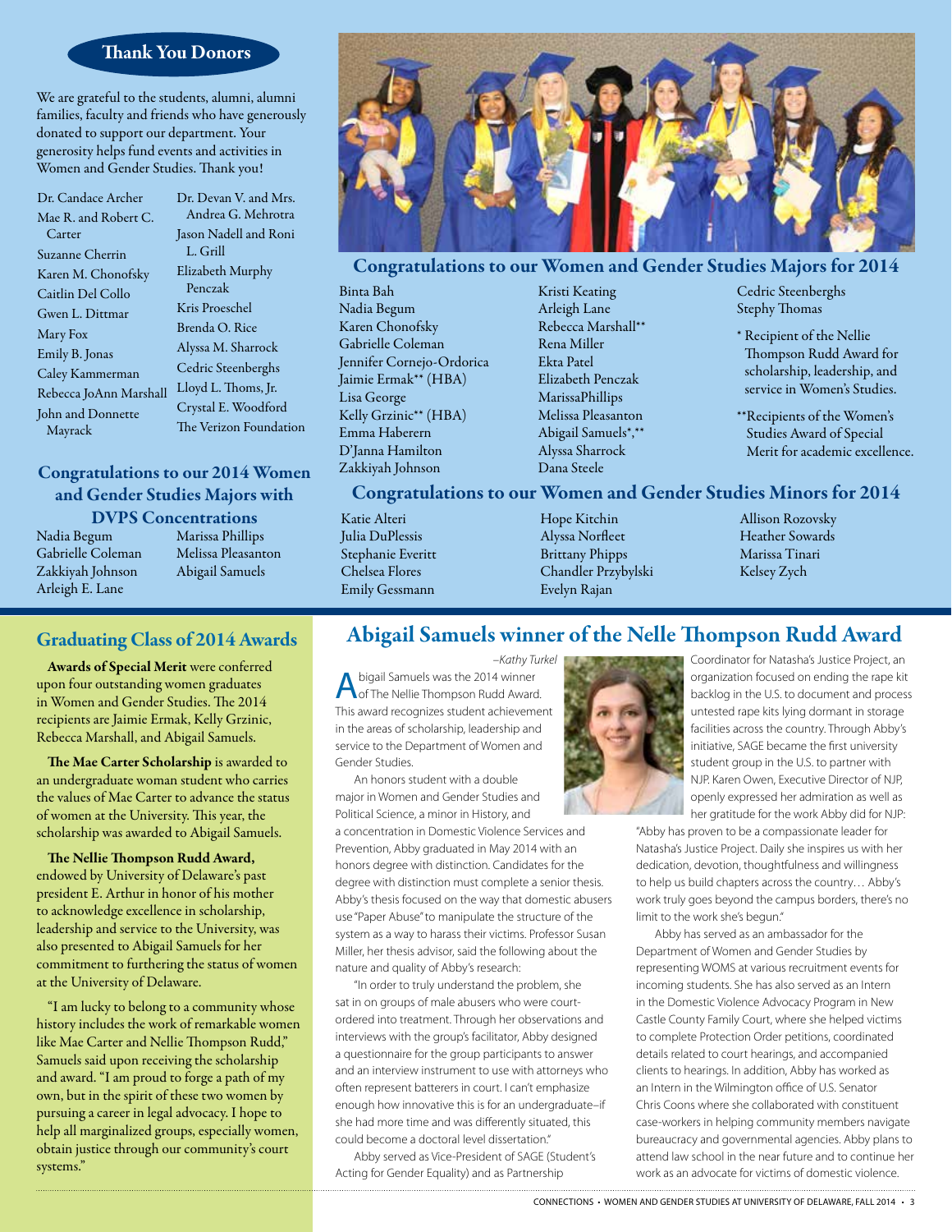## Thank You Donors

We are grateful to the students, alumni, alumni families, faculty and friends who have generously donated to support our department. Your generosity helps fund events and activities in Women and Gender Studies. Thank you!

Dr. Candace Archer
Mae R. and Robert C. Carter
Suzanne Cherrin
Karen M. Chonofsky
Caitlin Del Collo
Gwen L. Dittmar
Mary Fox
Emily B. Jonas
Caley Kammerman
Rebecca JoAnn Marshall
John and Donnette Mayrack
Dr. Devan V. and Mrs. Andrea G. Mehrotra
Jason Nadell and Roni L. Grill
Elizabeth Murphy Penczak
Kris Proeschel
Brenda O. Rice
Alyssa M. Sharrock
Cedric Steenberghs
Lloyd L. Thoms, Jr.
Crystal E. Woodford
The Verizon Foundation

## Congratulations to our 2014 Women and Gender Studies Majors with DVPS Concentrations

Nadia Begum
Gabrielle Coleman
Zakkiyah Johnson
Arleigh E. Lane
Marissa Phillips
Melissa Pleasanton
Abigail Samuels

## Congratulations to our Women and Gender Studies Majors for 2014

Binta Bah
Nadia Begum
Karen Chonofsky
Gabrielle Coleman
Jennifer Cornejo-Ordorica
Jaimie Ermak** (HBA)
Lisa George
Kelly Grzinic** (HBA)
Emma Haberern
D'Janna Hamilton
Zakkiyah Johnson
Kristi Keating
Arleigh Lane
Rebecca Marshall**
Rena Miller
Ekta Patel
Elizabeth Penczak
MarissaPhillips
Melissa Pleasanton
Abigail Samuels*,**
Alyssa Sharrock
Dana Steele
Cedric Steenberghs
Stephy Thomas

\* Recipient of the Nellie Thompson Rudd Award for scholarship, leadership, and service in Women's Studies.

** Recipients of the Women's Studies Award of Special Merit for academic excellence.

## Congratulations to our Women and Gender Studies Minors for 2014

Katie Alteri
Julia DuPlessis
Stephanie Everitt
Chelsea Flores
Emily Gessmann
Hope Kitchin
Alyssa Norfleet
Brittany Phipps
Chandler Przybylski
Evelyn Rajan
Allison Rozovsky
Heather Sowards
Marissa Tinari
Kelsey Zych

## Graduating Class of 2014 Awards

**Awards of Special Merit** were conferred upon four outstanding women graduates in Women and Gender Studies. The 2014 recipients are Jaimie Ermak, Kelly Grzinic, Rebecca Marshall, and Abigail Samuels.

**The Mae Carter Scholarship** is awarded to an undergraduate woman student who carries the values of Mae Carter to advance the status of women at the University. This year, the scholarship was awarded to Abigail Samuels.

**The Nellie Thompson Rudd Award,** endowed by University of Delaware's past president E. Arthur in honor of his mother to acknowledge excellence in scholarship, leadership and service to the University, was also presented to Abigail Samuels for her commitment to furthering the status of women at the University of Delaware.

"I am lucky to belong to a community whose history includes the work of remarkable women like Mae Carter and Nellie Thompson Rudd," Samuels said upon receiving the scholarship and award. "I am proud to forge a path of my own, but in the spirit of these two women by pursuing a career in legal advocacy. I hope to help all marginalized groups, especially women, obtain justice through our community's court systems."

## Abigail Samuels winner of the Nellie Thompson Rudd Award

*–Kathy Turkel*

Abigail Samuels was the 2014 winner of The Nellie Thompson Rudd Award. This award recognizes student achievement in the areas of scholarship, leadership and service to the Department of Women and Gender Studies.

An honors student with a double major in Women and Gender Studies and Political Science, a minor in History, and a concentration in Domestic Violence Services and Prevention, Abby graduated in May 2014 with an honors degree with distinction. Candidates for the degree with distinction must complete a senior thesis. Abby's thesis focused on the way that domestic abusers use "Paper Abuse" to manipulate the structure of the system as a way to harass their victims. Professor Susan Miller, her thesis advisor, said the following about the nature and quality of Abby's research:

"In order to truly understand the problem, she sat in on groups of male abusers who were court-ordered into treatment. Through her observations and interviews with the group's facilitator, Abby designed a questionnaire for the group participants to answer and an interview instrument to use with attorneys who often represent batterers in court. I can't emphasize enough how innovative this is for an undergraduate–if she had more time and was differently situated, this could become a doctoral level dissertation."

Abby served as Vice-President of SAGE (Student's Acting for Gender Equality) and as Partnership Coordinator for Natasha's Justice Project, an organization focused on ending the rape kit backlog in the U.S. to document and process untested rape kits lying dormant in storage facilities across the country. Through Abby's initiative, SAGE became the first university student group in the U.S. to partner with NJP. Karen Owen, Executive Director of NJP, openly expressed her admiration as well as her gratitude for the work Abby did for NJP:

"Abby has proven to be a compassionate leader for Natasha's Justice Project. Daily she inspires us with her dedication, devotion, thoughtfulness and willingness to help us build chapters across the country… Abby's work truly goes beyond the campus borders, there's no limit to the work she's begun."

Abby has served as an ambassador for the Department of Women and Gender Studies by representing WOMS at various recruitment events for incoming students. She has also served as an Intern in the Domestic Violence Advocacy Program in New Castle County Family Court, where she helped victims to complete Protection Order petitions, coordinated details related to court hearings, and accompanied clients to hearings. In addition, Abby has worked as an Intern in the Wilmington office of U.S. Senator Chris Coons where she collaborated with constituent case-workers in helping community members navigate bureaucracy and governmental agencies. Abby plans to attend law school in the near future and to continue her work as an advocate for victims of domestic violence.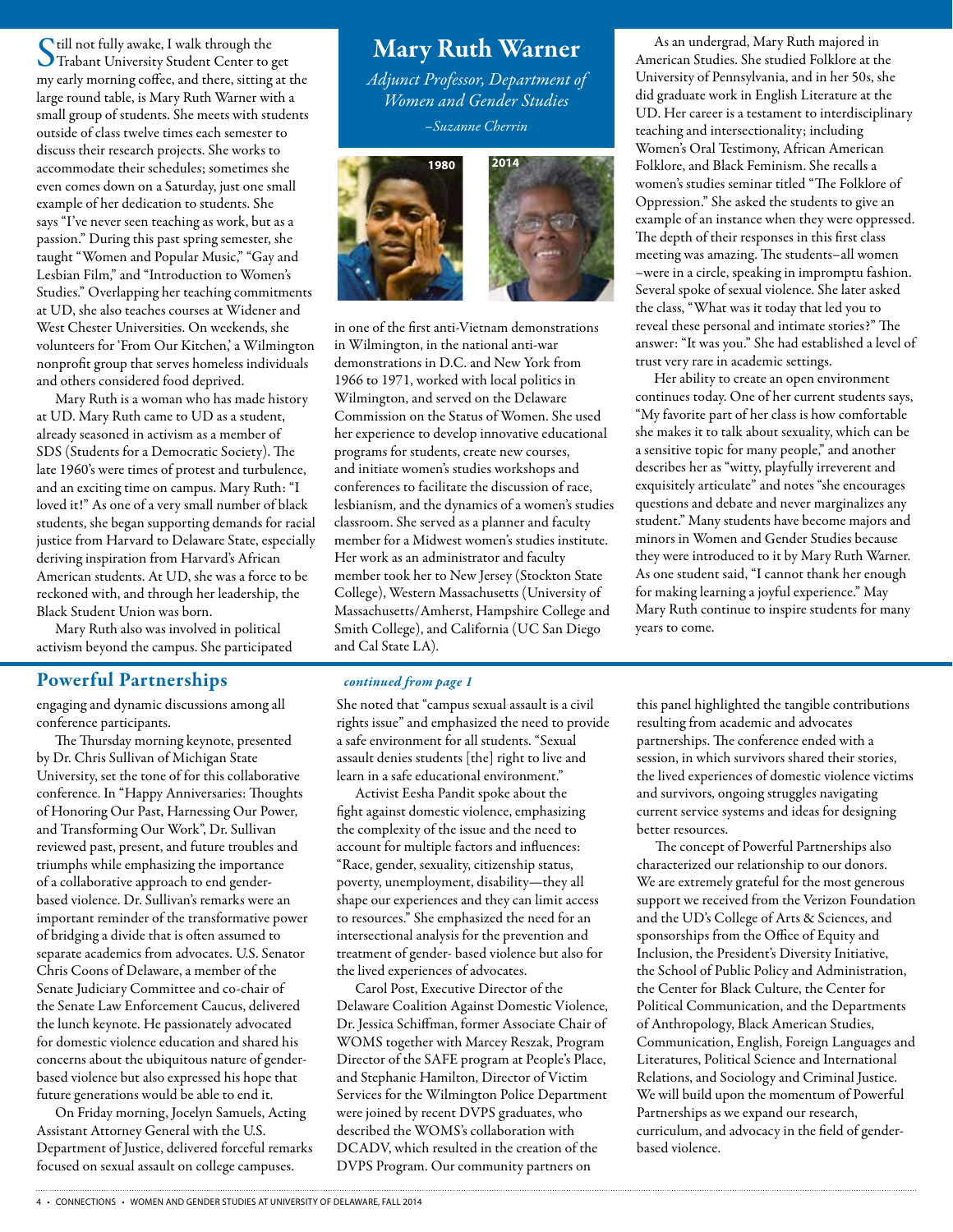## Mary Ruth Warner

*Adjunct Professor, Department of Women and Gender Studies*

*–Suzanne Cherrin*

1980 2014

Still not fully awake, I walk through the Trabant University Student Center to get my early morning coffee, and there, sitting at the large round table, is Mary Ruth Warner with a small group of students. She meets with students outside of class twelve times each semester to discuss their research projects. She works to accommodate their schedules; sometimes she even comes down on a Saturday, just one small example of her dedication to students. She says "I've never seen teaching as work, but as a passion." During this past spring semester, she taught "Women and Popular Music," "Gay and Lesbian Film," and "Introduction to Women's Studies." Overlapping her teaching commitments at UD, she also teaches courses at Widener and West Chester Universities. On weekends, she volunteers for 'From Our Kitchen,' a Wilmington nonprofit group that serves homeless individuals and others considered food deprived.

Mary Ruth is a woman who has made history at UD. Mary Ruth came to UD as a student, already seasoned in activism as a member of SDS (Students for a Democratic Society). The late 1960's were times of protest and turbulence, and an exciting time on campus. Mary Ruth: "I loved it!" As one of a very small number of black students, she began supporting demands for racial justice from Harvard to Delaware State, especially deriving inspiration from Harvard's African American students. At UD, she was a force to be reckoned with, and through her leadership, the Black Student Union was born.

Mary Ruth also was involved in political activism beyond the campus. She participated in one of the first anti-Vietnam demonstrations in Wilmington, in the national anti-war demonstrations in D.C. and New York from 1966 to 1971, worked with local politics in Wilmington, and served on the Delaware Commission on the Status of Women. She used her experience to develop innovative educational programs for students, create new courses, and initiate women's studies workshops and conferences to facilitate the discussion of race, lesbianism, and the dynamics of a women's studies classroom. She served as a planner and faculty member for a Midwest women's studies institute. Her work as an administrator and faculty member took her to New Jersey (Stockton State College), Western Massachusetts (University of Massachusetts/Amherst, Hampshire College and Smith College), and California (UC San Diego and Cal State LA).

As an undergrad, Mary Ruth majored in American Studies. She studied Folklore at the University of Pennsylvania, and in her 50s, she did graduate work in English Literature at the UD. Her career is a testament to interdisciplinary teaching and intersectionality; including Women's Oral Testimony, African American Folklore, and Black Feminism. She recalls a women's studies seminar titled "The Folklore of Oppression." She asked the students to give an example of an instance when they were oppressed. The depth of their responses in this first class meeting was amazing. The students–all women –were in a circle, speaking in impromptu fashion. Several spoke of sexual violence. She later asked the class, "What was it today that led you to reveal these personal and intimate stories?" The answer: "It was you." She had established a level of trust very rare in academic settings.

Her ability to create an open environment continues today. One of her current students says, "My favorite part of her class is how comfortable she makes it to talk about sexuality, which can be a sensitive topic for many people," and another describes her as "witty, playfully irreverent and exquisitely articulate" and notes "she encourages questions and debate and never marginalizes any student." Many students have become majors and minors in Women and Gender Studies because they were introduced to it by Mary Ruth Warner. As one student said, "I cannot thank her enough for making learning a joyful experience." May Mary Ruth continue to inspire students for many years to come.

## Powerful Partnerships

*continued from page 1*

engaging and dynamic discussions among all conference participants.

The Thursday morning keynote, presented by Dr. Chris Sullivan of Michigan State University, set the tone of for this collaborative conference. In "Happy Anniversaries: Thoughts of Honoring Our Past, Harnessing Our Power, and Transforming Our Work", Dr. Sullivan reviewed past, present, and future troubles and triumphs while emphasizing the importance of a collaborative approach to end gender-based violence. Dr. Sullivan's remarks were an important reminder of the transformative power of bridging a divide that is often assumed to separate academics from advocates. U.S. Senator Chris Coons of Delaware, a member of the Senate Judiciary Committee and co-chair of the Senate Law Enforcement Caucus, delivered the lunch keynote. He passionately advocated for domestic violence education and shared his concerns about the ubiquitous nature of gender-based violence but also expressed his hope that future generations would be able to end it.

On Friday morning, Jocelyn Samuels, Acting Assistant Attorney General with the U.S. Department of Justice, delivered forceful remarks focused on sexual assault on college campuses. She noted that "campus sexual assault is a civil rights issue" and emphasized the need to provide a safe environment for all students. "Sexual assault denies students [the] right to live and learn in a safe educational environment."

Activist Eesha Pandit spoke about the fight against domestic violence, emphasizing the complexity of the issue and the need to account for multiple factors and influences: "Race, gender, sexuality, citizenship status, poverty, unemployment, disability—they all shape our experiences and they can limit access to resources." She emphasized the need for an intersectional analysis for the prevention and treatment of gender- based violence but also for the lived experiences of advocates.

Carol Post, Executive Director of the Delaware Coalition Against Domestic Violence, Dr. Jessica Schiffman, former Associate Chair of WOMS together with Marcey Reszak, Program Director of the SAFE program at People's Place, and Stephanie Hamilton, Director of Victim Services for the Wilmington Police Department were joined by recent DVPS graduates, who described the WOMS's collaboration with DCADV, which resulted in the creation of the DVPS Program. Our community partners on this panel highlighted the tangible contributions resulting from academic and advocates partnerships. The conference ended with a session, in which survivors shared their stories, the lived experiences of domestic violence victims and survivors, ongoing struggles navigating current service systems and ideas for designing better resources.

The concept of Powerful Partnerships also characterized our relationship to our donors. We are extremely grateful for the most generous support we received from the Verizon Foundation and the UD's College of Arts & Sciences, and sponsorships from the Office of Equity and Inclusion, the President's Diversity Initiative, the School of Public Policy and Administration, the Center for Black Culture, the Center for Political Communication, and the Departments of Anthropology, Black American Studies, Communication, English, Foreign Languages and Literatures, Political Science and International Relations, and Sociology and Criminal Justice. We will build upon the momentum of Powerful Partnerships as we expand our research, curriculum, and advocacy in the field of gender-based violence.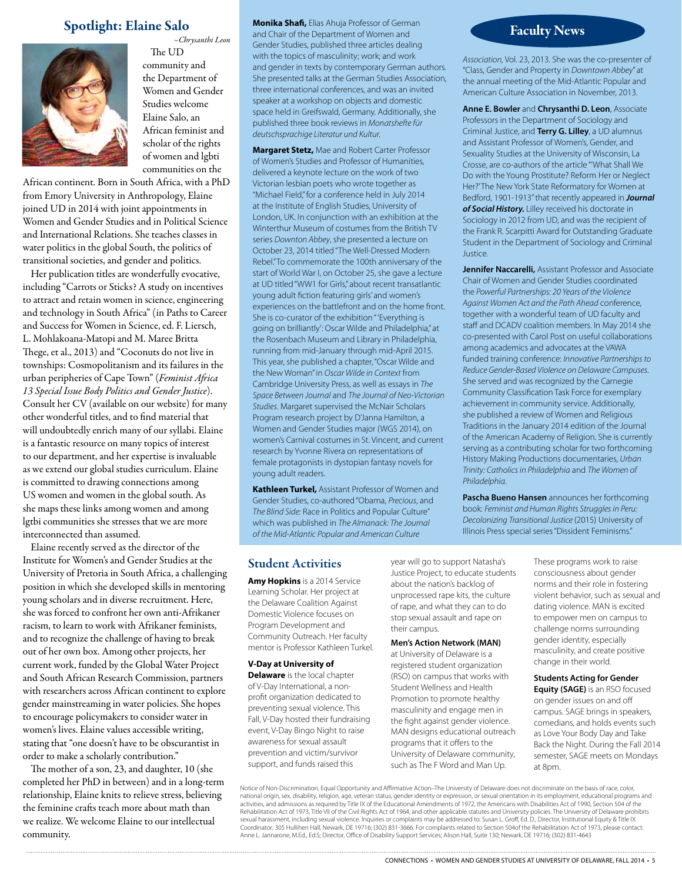## Spotlight: Elaine Salo

*–Chrysanthi Leon*

The UD community and the Department of Women and Gender Studies welcome Elaine Salo, an African feminist and scholar of the rights of women and lgbti communities on the African continent. Born in South Africa, with a PhD from Emory University in Anthropology, Elaine joined UD in 2014 with joint appointments in Women and Gender Studies and in Political Science and International Relations. She teaches classes in water politics in the global South, the politics of transitional societies, and gender and politics.

Her publication titles are wonderfully evocative, including "Carrots or Sticks? A study on incentives to attract and retain women in science, engineering and technology in South Africa" (in Paths to Career and Success for Women in Science, ed. F. Liersch, L. Mohlakoana-Matopi and M. Maree Britta Thege, et al., 2013) and "Coconuts do not live in townships: Cosmopolitanism and its failures in the urban peripheries of Cape Town" (*Feminist Africa 13 Special Issue Body Politics and Gender Justice*). Consult her CV (available on our website) for many other wonderful titles, and to find material that will undoubtedly enrich many of our syllabi. Elaine is a fantastic resource on many topics of interest to our department, and her expertise is invaluable as we extend our global studies curriculum. Elaine is committed to drawing connections among US women and women in the global south. As she maps these links among women and among lgtbi communities she stresses that we are more interconnected than assumed.

Elaine recently served as the director of the Institute for Women's and Gender Studies at the University of Pretoria in South Africa, a challenging position in which she developed skills in mentoring young scholars and in diverse recruitment. Here, she was forced to confront her own anti-Afrikaner racism, to learn to work with Afrikaner feminists, and to recognize the challenge of having to break out of her own box. Among other projects, her current work, funded by the Global Water Project and South African Research Commission, partners with researchers across African continent to explore gender mainstreaming in water policies. She hopes to encourage policymakers to consider water in women's lives. Elaine values accessible writing, stating that "one doesn't have to be obscurantist in order to make a scholarly contribution."

The mother of a son, 23, and daughter, 10 (she completed her PhD in between) and in a long-term relationship, Elaine knits to relieve stress, believing the feminine crafts teach more about math than we realize. We welcome Elaine to our intellectual community.

## Faculty News

**Monika Shafi,** Elias Ahuja Professor of German and Chair of the Department of Women and Gender Studies, published three articles dealing with the topics of masculinity; work; and work and gender in texts by contemporary German authors. She presented talks at the German Studies Association, three international conferences, and was an invited speaker at a workshop on objects and domestic space held in Greifswald, Germany. Additionally, she published three book reviews in *Monatshefte für deutschsprachige Literatur und Kultur.*

**Margaret Stetz,** Mae and Robert Carter Professor of Women's Studies and Professor of Humanities, delivered a keynote lecture on the work of two Victorian lesbian poets who wrote together as "Michael Field," for a conference held in July 2014 at the Institute of English Studies, University of London, UK. In conjunction with an exhibition at the Winterthur Museum of costumes from the British TV series *Downton Abbey*, she presented a lecture on October 23, 2014 titled "The Well-Dressed Modern Rebel." To commemorate the 100th anniversary of the start of World War I, on October 25, she gave a lecture at UD titled "WW1 for Girls," about recent transatlantic young adult fiction featuring girls' and women's experiences on the battlefront and on the home front. She is co-curator of the exhibition " 'Everything is going on brilliantly': Oscar Wilde and Philadelphia," at the Rosenbach Museum and Library in Philadelphia, running from mid-January through mid-April 2015. This year, she published a chapter, "Oscar Wilde and the New Woman" in *Oscar Wilde in Context* from Cambridge University Press, as well as essays in *The Space Between Journal* and *The Journal of Neo-Victorian Studies*. Margaret supervised the McNair Scholars Program research project by D'Janna Hamilton, a Women and Gender Studies major (WGS 2014), on women's Carnival costumes in St. Vincent, and current research by Yvonne Rivera on representations of female protagonists in dystopian fantasy novels for young adult readers.

**Kathleen Turkel,** Assistant Professor of Women and Gender Studies, co-authored "Obama, *Precious*, and *The Blind Side:* Race in Politics and Popular Culture" which was published in *The Almanack: The Journal of the Mid-Atlantic Popular and American Culture Association*, Vol. 23, 2013. She was the co-presenter of "Class, Gender and Property in *Downtown Abbey*" at the annual meeting of the Mid-Atlantic Popular and American Culture Association in November, 2013.

**Anne E. Bowler** and **Chrysanthi D. Leon**, Associate Professors in the Department of Sociology and Criminal Justice, and **Terry G. Lilley**, a UD alumnus and Assistant Professor of Women's, Gender, and Sexuality Studies at the University of Wisconsin, La Crosse, are co-authors of the article "'What Shall We Do with the Young Prostitute? Reform Her or Neglect Her?' The New York State Reformatory for Women at Bedford, 1901-1913" that recently appeared in ***Journal of Social History.*** Lilley received his doctorate in Sociology in 2012 from UD, and was the recipient of the Frank R. Scarpitti Award for Outstanding Graduate Student in the Department of Sociology and Criminal Justice.

**Jennifer Naccarelli,** Assistant Professor and Associate Chair of Women and Gender Studies coordinated the *Powerful Partnerships: 20 Years of the Violence Against Women Act and the Path Ahead* conference, together with a wonderful team of UD faculty and staff and DCADV coalition members. In May 2014 she co-presented with Carol Post on useful collaborations among academics and advocates at the VAWA funded training conference: *Innovative Partnerships to Reduce Gender-Based Violence on Delaware Campuses*. She served and was recognized by the Carnegie Community Classification Task Force for exemplary achievement in community service. Additionally, she published a review of Women and Religious Traditions in the January 2014 edition of the Journal of the American Academy of Religion. She is currently serving as a contributing scholar for two forthcoming History Making Productions documentaries, *Urban Trinity: Catholics in Philadelphia* and *The Women of Philadelphia.*

**Pascha Bueno Hansen** announces her forthcoming book: *Feminist and Human Rights Struggles in Peru: Decolonizing Transitional Justice* (2015) University of Illinois Press special series "Dissident Feminisms."

## Student Activities

**Amy Hopkins** is a 2014 Service Learning Scholar. Her project at the Delaware Coalition Against Domestic Violence focuses on Program Development and Community Outreach. Her faculty mentor is Professor Kathleen Turkel.

**V-Day at University of Delaware** is the local chapter of V-Day International, a non-profit organization dedicated to preventing sexual violence. This Fall, V-Day hosted their fundraising event, V-Day Bingo Night to raise awareness for sexual assault prevention and victim/survivor support, and funds raised this year will go to support Natasha's Justice Project, to educate students about the nation's backlog of unprocessed rape kits, the culture of rape, and what they can to do stop sexual assault and rape on their campus.

**Men's Action Network (MAN)** at University of Delaware is a registered student organization (RSO) on campus that works with Student Wellness and Health Promotion to promote healthy masculinity and engage men in the fight against gender violence. MAN designs educational outreach programs that it offers to the University of Delaware community, such as The F Word and Man Up. These programs work to raise consciousness about gender norms and their role in fostering violent behavior, such as sexual and dating violence. MAN is excited to empower men on campus to challenge norms surrounding gender identity, especially masculinity, and create positive change in their world.

**Students Acting for Gender Equity (SAGE)** is an RSO focused on gender issues on and off campus. SAGE brings in speakers, comedians, and holds events such as Love Your Body Day and Take Back the Night. During the Fall 2014 semester, SAGE meets on Mondays at 8pm.

Notice of Non-Discrimination, Equal Opportunity and Affirmative Action–The University of Delaware does not discriminate on the basis of race, color, national origin, sex, disability, religion, age, veteran status, gender identity or expression, or sexual orientation in its employment, educational programs and activities, and admissions as required by Title IX of the Educational Amendments of 1972, the Americans with Disabilities Act of 1990, Section 504 of the Rehabilitation Act of 1973, Title VII of the Civil Rights Act of 1964, and other applicable statutes and University policies. The University of Delaware prohibits sexual harassment, including sexual violence. Inquiries or complaints may be addressed to: Susan L. Groff, Ed. D., Director, Institutional Equity & Title IX Coordinator; 305 Hullihen Hall, Newark, DE 19716; (302) 831-3666. For complaints related to Section 504of the Rehabilitation Act of 1973, please contact: Anne L. Jannarone, M.Ed., Ed.S; Director, Office of Disability Support Services; Alison Hall, Suite 130; Newark, DE 19716; (302) 831-4643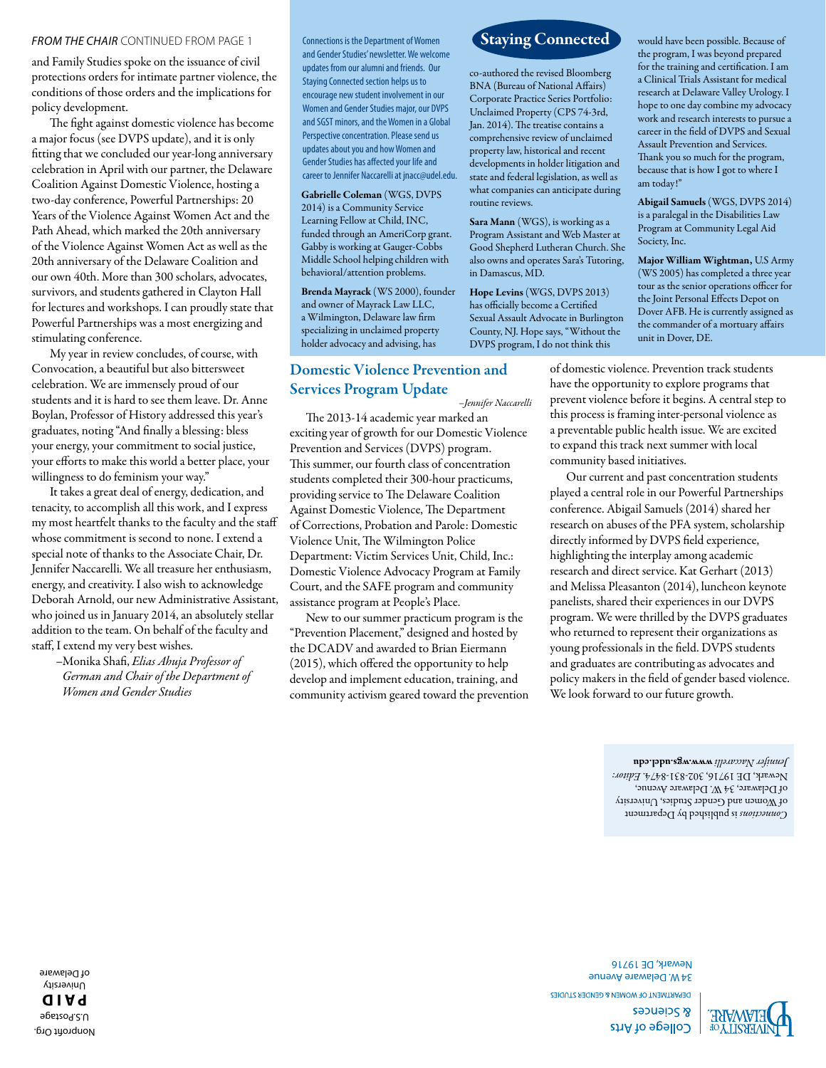*FROM THE CHAIR* CONTINUED FROM PAGE 1

and Family Studies spoke on the issuance of civil protections orders for intimate partner violence, the conditions of those orders and the implications for policy development.

The fight against domestic violence has become a major focus (see DVPS update), and it is only fitting that we concluded our year-long anniversary celebration in April with our partner, the Delaware Coalition Against Domestic Violence, hosting a two-day conference, Powerful Partnerships: 20 Years of the Violence Against Women Act and the Path Ahead, which marked the 20th anniversary of the Violence Against Women Act as well as the 20th anniversary of the Delaware Coalition and our own 40th. More than 300 scholars, advocates, survivors, and students gathered in Clayton Hall for lectures and workshops. I can proudly state that Powerful Partnerships was a most energizing and stimulating conference.

My year in review concludes, of course, with Convocation, a beautiful but also bittersweet celebration. We are immensely proud of our students and it is hard to see them leave. Dr. Anne Boylan, Professor of History addressed this year's graduates, noting "And finally a blessing: bless your energy, your commitment to social justice, your efforts to make this world a better place, your willingness to do feminism your way."

It takes a great deal of energy, dedication, and tenacity, to accomplish all this work, and I express my most heartfelt thanks to the faculty and the staff whose commitment is second to none. I extend a special note of thanks to the Associate Chair, Dr. Jennifer Naccarelli. We all treasure her enthusiasm, energy, and creativity. I also wish to acknowledge Deborah Arnold, our new Administrative Assistant, who joined us in January 2014, an absolutely stellar addition to the team. On behalf of the faculty and staff, I extend my very best wishes.

–Monika Shafi, *Elias Ahuja Professor of German and Chair of the Department of Women and Gender Studies*

## Staying Connected

Connections is the Department of Women and Gender Studies' newsletter. We welcome updates from our alumni and friends. Our Staying Connected section helps us to encourage new student involvement in our Women and Gender Studies major, our DVPS and SGST minors, and the Women in a Global Perspective concentration. Please send us updates about you and how Women and Gender Studies has affected your life and career to Jennifer Naccarelli at jnacc@udel.edu.

**Gabrielle Coleman** (WGS, DVPS 2014) is a Community Service Learning Fellow at Child, INC, funded through an AmeriCorp grant. Gabby is working at Gauger-Cobbs Middle School helping children with behavioral/attention problems.

**Brenda Mayrack** (WS 2000), founder and owner of Mayrack Law LLC, a Wilmington, Delaware law firm specializing in unclaimed property holder advocacy and advising, has co-authored the revised Bloomberg BNA (Bureau of National Affairs) Corporate Practice Series Portfolio: Unclaimed Property (CPS 74-3rd, Jan. 2014). The treatise contains a comprehensive review of unclaimed property law, historical and recent developments in holder litigation and state and federal legislation, as well as what companies can anticipate during routine reviews.

**Sara Mann** (WGS), is working as a Program Assistant and Web Master at Good Shepherd Lutheran Church. She also owns and operates Sara's Tutoring, in Damascus, MD.

**Hope Levins** (WGS, DVPS 2013) has officially become a Certified Sexual Assault Advocate in Burlington County, NJ. Hope says, "Without the DVPS program, I do not think this would have been possible. Because of the program, I was beyond prepared for the training and certification. I am a Clinical Trials Assistant for medical research at Delaware Valley Urology. I hope to one day combine my advocacy work and research interests to pursue a career in the field of DVPS and Sexual Assault Prevention and Services. Thank you so much for the program, because that is how I got to where I am today!"

**Abigail Samuels** (WGS, DVPS 2014) is a paralegal in the Disabilities Law Program at Community Legal Aid Society, Inc.

**Major William Wightman,** U.S Army (WS 2005) has completed a three year tour as the senior operations officer for the Joint Personal Effects Depot on Dover AFB. He is currently assigned as the commander of a mortuary affairs unit in Dover, DE.

## Domestic Violence Prevention and Services Program Update

*–Jennifer Naccarelli*

The 2013-14 academic year marked an exciting year of growth for our Domestic Violence Prevention and Services (DVPS) program. This summer, our fourth class of concentration students completed their 300-hour practicums, providing service to The Delaware Coalition Against Domestic Violence, The Department of Corrections, Probation and Parole: Domestic Violence Unit, The Wilmington Police Department: Victim Services Unit, Child, Inc.: Domestic Violence Advocacy Program at Family Court, and the SAFE program and community assistance program at People's Place.

New to our summer practicum program is the "Prevention Placement," designed and hosted by the DCADV and awarded to Brian Eiermann (2015), which offered the opportunity to help develop and implement education, training, and community activism geared toward the prevention of domestic violence. Prevention track students have the opportunity to explore programs that prevent violence before it begins. A central step to this process is framing inter-personal violence as a preventable public health issue. We are excited to expand this track next summer with local community based initiatives.

Our current and past concentration students played a central role in our Powerful Partnerships conference. Abigail Samuels (2014) shared her research on abuses of the PFA system, scholarship directly informed by DVPS field experience, highlighting the interplay among academic research and direct service. Kat Gerhart (2013) and Melissa Pleasanton (2014), luncheon keynote panelists, shared their experiences in our DVPS program. We were thrilled by the DVPS graduates who returned to represent their organizations as young professionals in the field. DVPS students and graduates are contributing as advocates and policy makers in the field of gender based violence. We look forward to our future growth.

*Connections* is published by Department of Women and Gender Studies, University of Delaware, 34 W. Delaware Avenue, Newark, DE 19716, 302-831-8474. *Editor: Jennifer Naccarelli* **www.wgs.udel.edu**

University of Delaware
College of Arts & Sciences
DEPARTMENT OF WOMEN & GENDER STUDIES
34 W. Delaware Avenue
Newark, DE 19716

Nonprofit Org.
U.S.Postage
**PAID**
University of Delaware